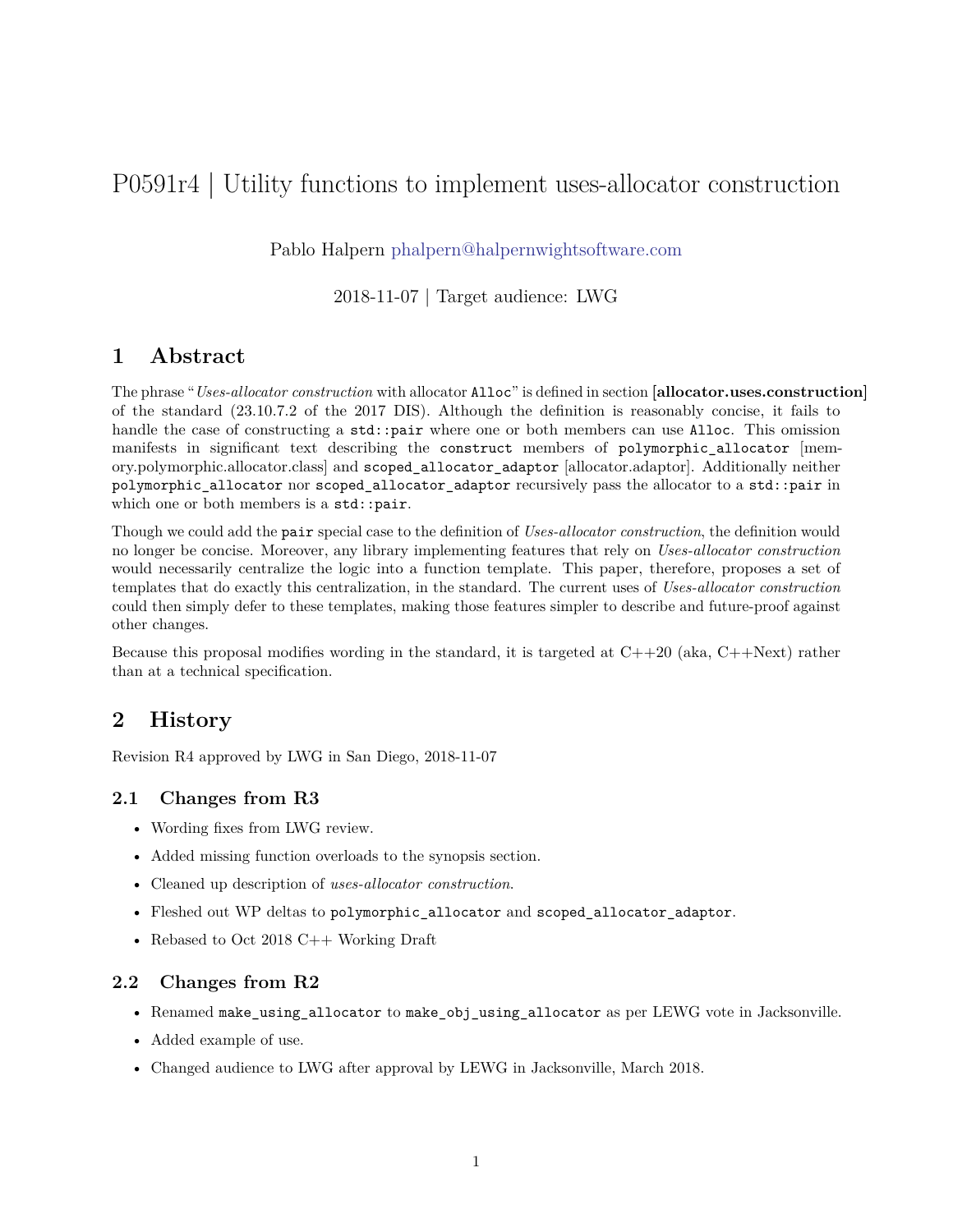# P0591r4 | Utility functions to implement uses-allocator construction

Pablo Halpern phalpern@halpernwightsoftware.com

2018-11-07 | Target audience: LWG

## 1 Abstract

The phrase "*Uses-allocator construction* with allocator `Alloc`" is defined in section **[allocator.uses.construction]** of the standard (23.10.7.2 of the 2017 DIS). Although the definition is reasonably concise, it fails to handle the case of constructing a `std::pair` where one or both members can use `Alloc`. This omission manifests in significant text describing the `construct` members of `polymorphic_allocator` [memory.polymorphic.allocator.class] and `scoped_allocator_adaptor` [allocator.adaptor]. Additionally neither `polymorphic_allocator` nor `scoped_allocator_adaptor` recursively pass the allocator to a `std::pair` in which one or both members is a `std::pair`.

Though we could add the `pair` special case to the definition of *Uses-allocator construction*, the definition would no longer be concise. Moreover, any library implementing features that rely on *Uses-allocator construction* would necessarily centralize the logic into a function template. This paper, therefore, proposes a set of templates that do exactly this centralization, in the standard. The current uses of *Uses-allocator construction* could then simply defer to these templates, making those features simpler to describe and future-proof against other changes.

Because this proposal modifies wording in the standard, it is targeted at C++20 (aka, C++Next) rather than at a technical specification.

## 2 History

Revision R4 approved by LWG in San Diego, 2018-11-07

### 2.1 Changes from R3

- Wording fixes from LWG review.
- Added missing function overloads to the synopsis section.
- Cleaned up description of *uses-allocator construction*.
- Fleshed out WP deltas to `polymorphic_allocator` and `scoped_allocator_adaptor`.
- Rebased to Oct 2018 C++ Working Draft

### 2.2 Changes from R2

- Renamed `make_using_allocator` to `make_obj_using_allocator` as per LEWG vote in Jacksonville.
- Added example of use.
- Changed audience to LWG after approval by LEWG in Jacksonville, March 2018.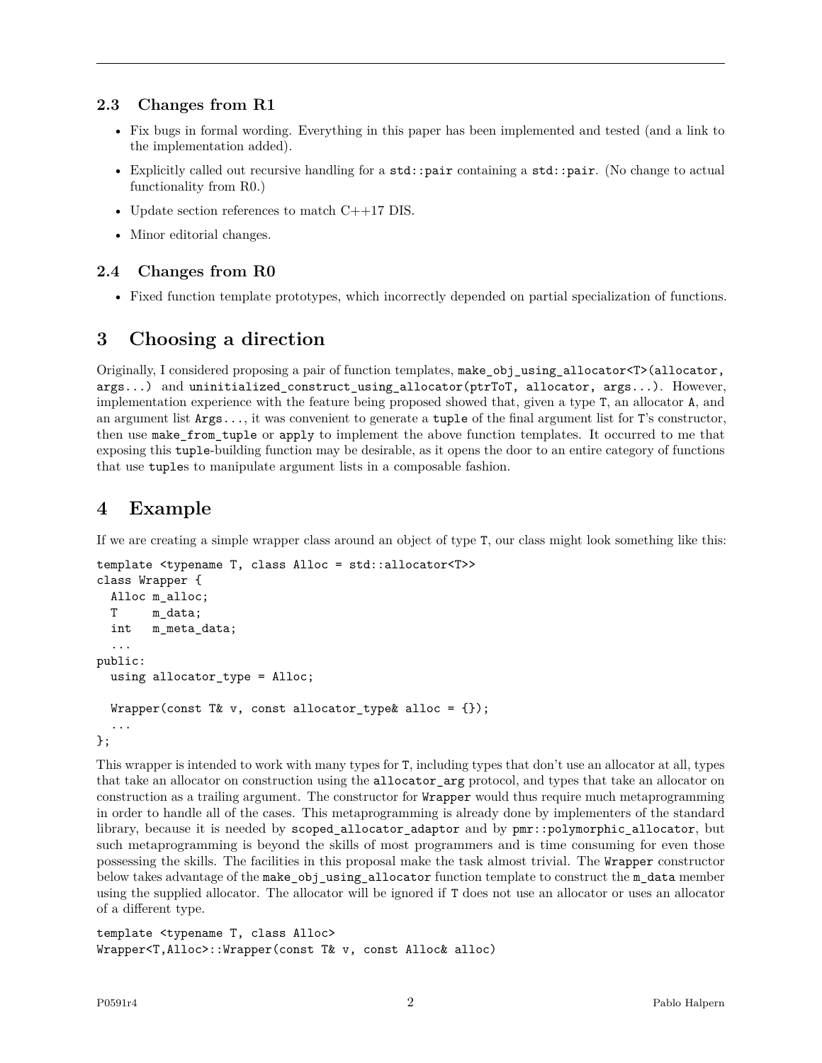### 2.3 Changes from R1

- Fix bugs in formal wording. Everything in this paper has been implemented and tested (and a link to the implementation added).
- Explicitly called out recursive handling for a `std::pair` containing a `std::pair`. (No change to actual functionality from R0.)
- Update section references to match C++17 DIS.
- Minor editorial changes.

### 2.4 Changes from R0

- Fixed function template prototypes, which incorrectly depended on partial specialization of functions.

## 3 Choosing a direction

Originally, I considered proposing a pair of function templates, `make_obj_using_allocator<T>(allocator, args...)` and `uninitialized_construct_using_allocator(ptrToT, allocator, args...)`. However, implementation experience with the feature being proposed showed that, given a type `T`, an allocator `A`, and an argument list `Args...`, it was convenient to generate a `tuple` of the final argument list for `T`'s constructor, then use `make_from_tuple` or `apply` to implement the above function templates. It occurred to me that exposing this `tuple`-building function may be desirable, as it opens the door to an entire category of functions that use `tuple`s to manipulate argument lists in a composable fashion.

## 4 Example

If we are creating a simple wrapper class around an object of type `T`, our class might look something like this:

```
template <typename T, class Alloc = std::allocator<T>>
class Wrapper {
  Alloc m_alloc;
  T     m_data;
  int   m_meta_data;
  ...
public:
  using allocator_type = Alloc;

  Wrapper(const T& v, const allocator_type& alloc = {});
  ...
};
```

This wrapper is intended to work with many types for `T`, including types that don't use an allocator at all, types that take an allocator on construction using the `allocator_arg` protocol, and types that take an allocator on construction as a trailing argument. The constructor for `Wrapper` would thus require much metaprogramming in order to handle all of the cases. This metaprogramming is already done by implementers of the standard library, because it is needed by `scoped_allocator_adaptor` and by `pmr::polymorphic_allocator`, but such metaprogramming is beyond the skills of most programmers and is time consuming for even those possessing the skills. The facilities in this proposal make the task almost trivial. The `Wrapper` constructor below takes advantage of the `make_obj_using_allocator` function template to construct the `m_data` member using the supplied allocator. The allocator will be ignored if `T` does not use an allocator or uses an allocator of a different type.

```
template <typename T, class Alloc>
Wrapper<T,Alloc>::Wrapper(const T& v, const Alloc& alloc)
```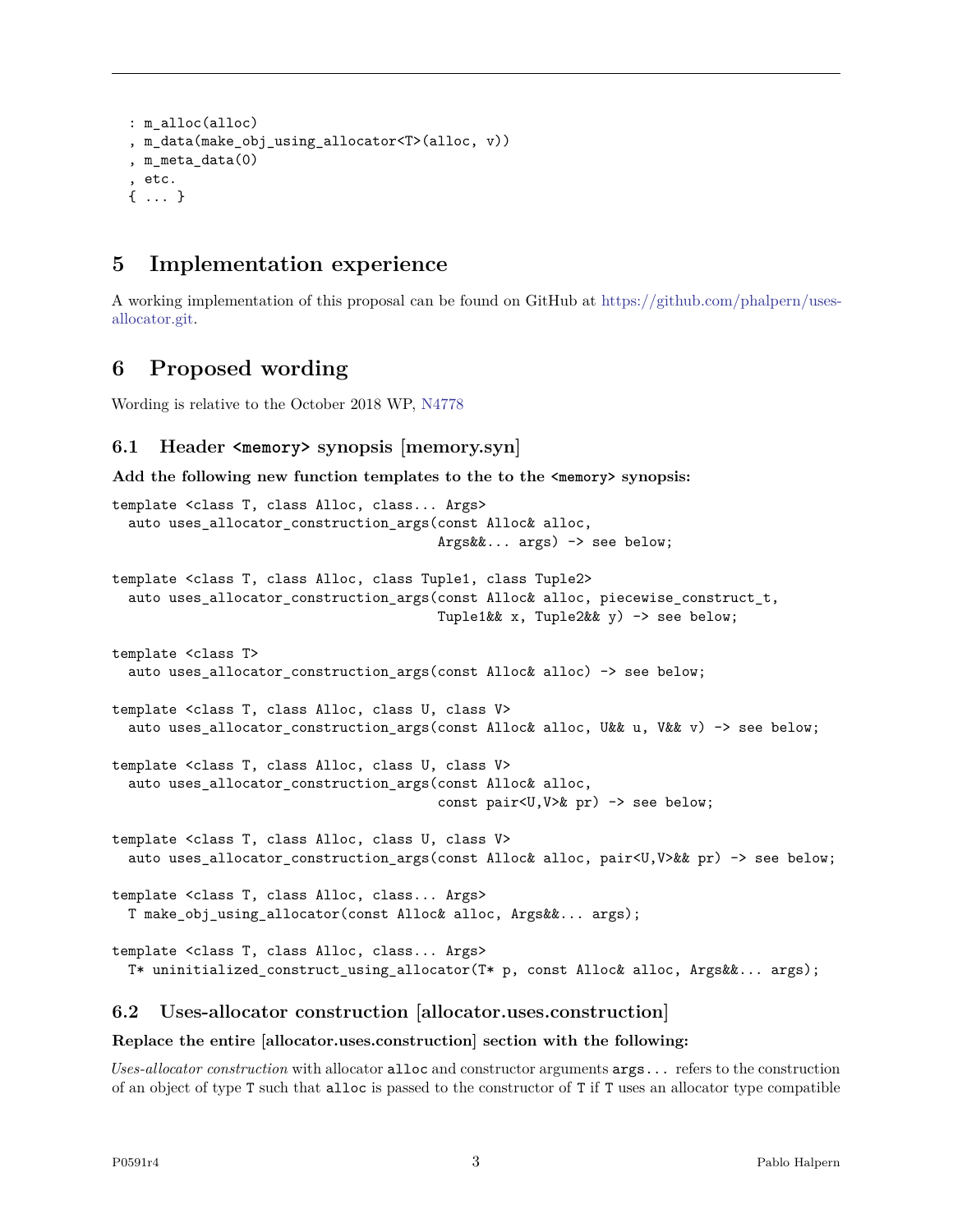```
  : m_alloc(alloc)
  , m_data(make_obj_using_allocator<T>(alloc, v))
  , m_meta_data(0)
  , etc.
  { ... }
```

## 5 Implementation experience

A working implementation of this proposal can be found on GitHub at https://github.com/phalpern/uses-allocator.git.

## 6 Proposed wording

Wording is relative to the October 2018 WP, N4778

### 6.1 Header `<memory>` synopsis [memory.syn]

**Add the following new function templates to the to the `<memory>` synopsis:**

```
template <class T, class Alloc, class... Args>
  auto uses_allocator_construction_args(const Alloc& alloc,
                                        Args&&... args) -> see below;

template <class T, class Alloc, class Tuple1, class Tuple2>
  auto uses_allocator_construction_args(const Alloc& alloc, piecewise_construct_t,
                                        Tuple1&& x, Tuple2&& y) -> see below;

template <class T>
  auto uses_allocator_construction_args(const Alloc& alloc) -> see below;

template <class T, class Alloc, class U, class V>
  auto uses_allocator_construction_args(const Alloc& alloc, U&& u, V&& v) -> see below;

template <class T, class Alloc, class U, class V>
  auto uses_allocator_construction_args(const Alloc& alloc,
                                        const pair<U,V>& pr) -> see below;

template <class T, class Alloc, class U, class V>
  auto uses_allocator_construction_args(const Alloc& alloc, pair<U,V>&& pr) -> see below;

template <class T, class Alloc, class... Args>
  T make_obj_using_allocator(const Alloc& alloc, Args&&... args);

template <class T, class Alloc, class... Args>
  T* uninitialized_construct_using_allocator(T* p, const Alloc& alloc, Args&&... args);
```

### 6.2 Uses-allocator construction [allocator.uses.construction]

**Replace the entire [allocator.uses.construction] section with the following:**

*Uses-allocator construction* with allocator `alloc` and constructor arguments `args...` refers to the construction of an object of type `T` such that `alloc` is passed to the constructor of `T` if `T` uses an allocator type compatible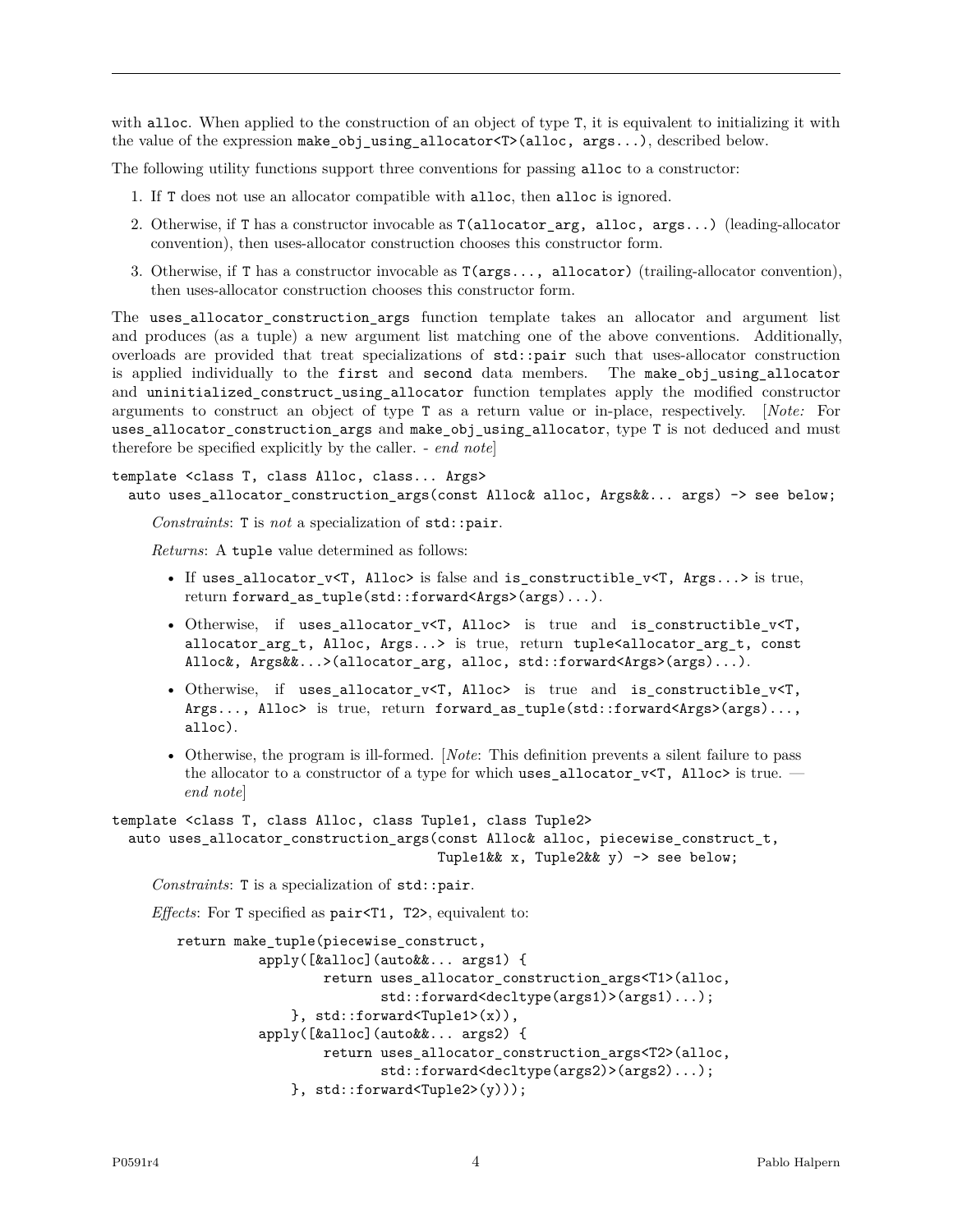with `alloc`. When applied to the construction of an object of type `T`, it is equivalent to initializing it with the value of the expression `make_obj_using_allocator<T>(alloc, args...)`, described below.

The following utility functions support three conventions for passing `alloc` to a constructor:

1. If `T` does not use an allocator compatible with `alloc`, then `alloc` is ignored.
2. Otherwise, if `T` has a constructor invocable as `T(allocator_arg, alloc, args...)` (leading-allocator convention), then uses-allocator construction chooses this constructor form.
3. Otherwise, if `T` has a constructor invocable as `T(args..., allocator)` (trailing-allocator convention), then uses-allocator construction chooses this constructor form.

The `uses_allocator_construction_args` function template takes an allocator and argument list and produces (as a tuple) a new argument list matching one of the above conventions. Additionally, overloads are provided that treat specializations of `std::pair` such that uses-allocator construction is applied individually to the `first` and `second` data members. The `make_obj_using_allocator` and `uninitialized_construct_using_allocator` function templates apply the modified constructor arguments to construct an object of type `T` as a return value or in-place, respectively. [*Note:* For `uses_allocator_construction_args` and `make_obj_using_allocator`, type `T` is not deduced and must therefore be specified explicitly by the caller. - *end note*]

```
template <class T, class Alloc, class... Args>
  auto uses_allocator_construction_args(const Alloc& alloc, Args&&... args) -> see below;
```

*Constraints*: `T` is *not* a specialization of `std::pair`.

*Returns*: A `tuple` value determined as follows:

- If `uses_allocator_v<T, Alloc>` is false and `is_constructible_v<T, Args...>` is true, return `forward_as_tuple(std::forward<Args>(args)...)`.
- Otherwise, if `uses_allocator_v<T, Alloc>` is true and `is_constructible_v<T, allocator_arg_t, Alloc, Args...>` is true, return `tuple<allocator_arg_t, const Alloc&, Args&&...>(allocator_arg, alloc, std::forward<Args>(args)...)`.
- Otherwise, if `uses_allocator_v<T, Alloc>` is true and `is_constructible_v<T, Args..., Alloc>` is true, return `forward_as_tuple(std::forward<Args>(args)..., alloc)`.
- Otherwise, the program is ill-formed. [*Note*: This definition prevents a silent failure to pass the allocator to a constructor of a type for which `uses_allocator_v<T, Alloc>` is true. — *end note*]

```
template <class T, class Alloc, class Tuple1, class Tuple2>
  auto uses_allocator_construction_args(const Alloc& alloc, piecewise_construct_t,
                                        Tuple1&& x, Tuple2&& y) -> see below;
```

*Constraints*: `T` is a specialization of `std::pair`.

*Effects*: For `T` specified as `pair<T1, T2>`, equivalent to:

```
return make_tuple(piecewise_construct,
          apply([&alloc](auto&&... args1) {
                  return uses_allocator_construction_args<T1>(alloc,
                           std::forward<decltype(args1)>(args1)...);
              }, std::forward<Tuple1>(x)),
          apply([&alloc](auto&&... args2) {
                  return uses_allocator_construction_args<T2>(alloc,
                           std::forward<decltype(args2)>(args2)...);
              }, std::forward<Tuple2>(y)));
```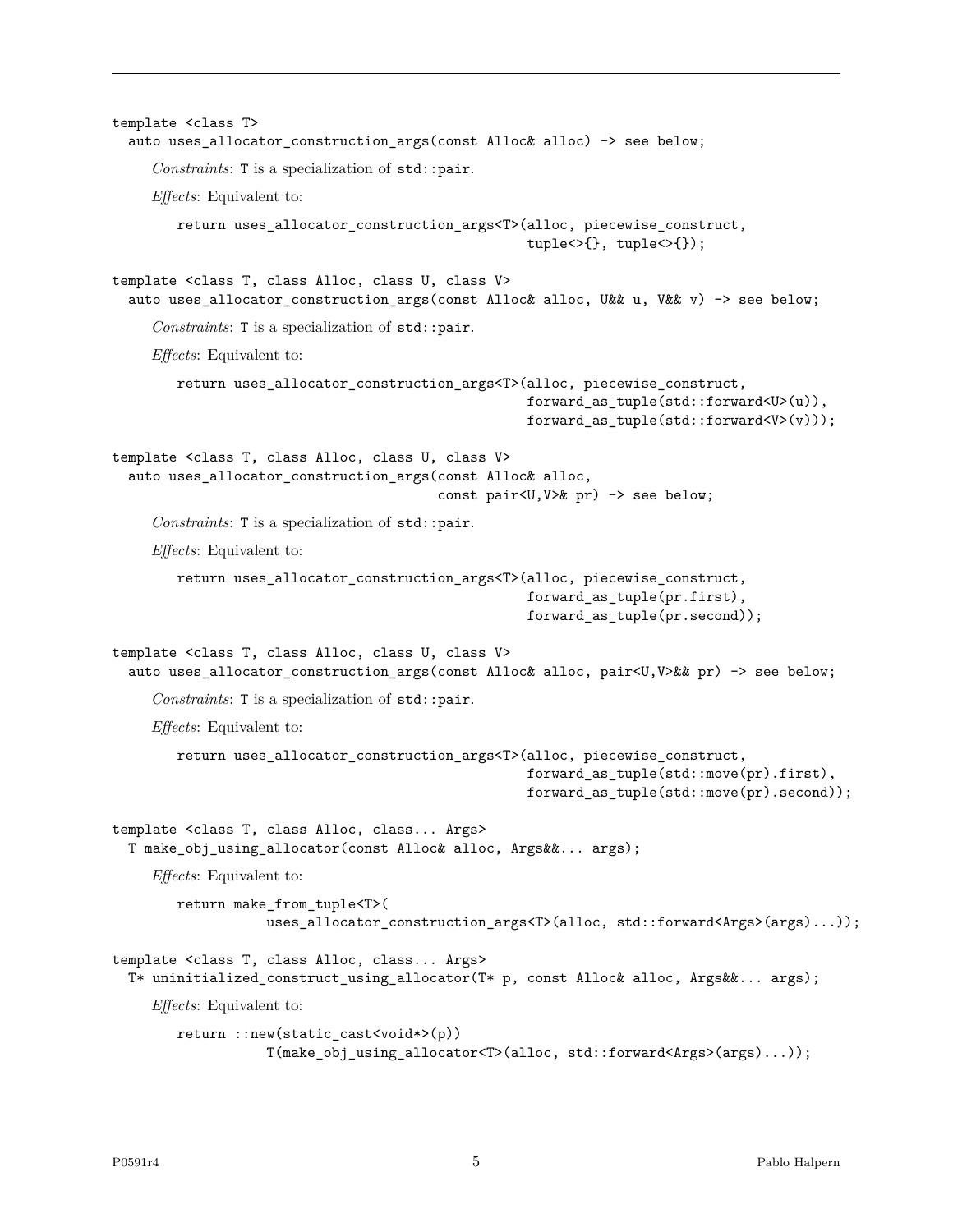```
template <class T>
  auto uses_allocator_construction_args(const Alloc& alloc) -> see below;
```

*Constraints*: `T` is a specialization of `std::pair`.

*Effects*: Equivalent to:

```
return uses_allocator_construction_args<T>(alloc, piecewise_construct,
                                           tuple<>{}, tuple<>{});
```

```
template <class T, class Alloc, class U, class V>
  auto uses_allocator_construction_args(const Alloc& alloc, U&& u, V&& v) -> see below;
```

*Constraints*: `T` is a specialization of `std::pair`.

*Effects*: Equivalent to:

```
return uses_allocator_construction_args<T>(alloc, piecewise_construct,
                                           forward_as_tuple(std::forward<U>(u)),
                                           forward_as_tuple(std::forward<V>(v)));
```

```
template <class T, class Alloc, class U, class V>
  auto uses_allocator_construction_args(const Alloc& alloc,
                                        const pair<U,V>& pr) -> see below;
```

*Constraints*: `T` is a specialization of `std::pair`.

*Effects*: Equivalent to:

```
return uses_allocator_construction_args<T>(alloc, piecewise_construct,
                                           forward_as_tuple(pr.first),
                                           forward_as_tuple(pr.second));
```

```
template <class T, class Alloc, class U, class V>
  auto uses_allocator_construction_args(const Alloc& alloc, pair<U,V>&& pr) -> see below;
```

*Constraints*: `T` is a specialization of `std::pair`.

*Effects*: Equivalent to:

```
return uses_allocator_construction_args<T>(alloc, piecewise_construct,
                                           forward_as_tuple(std::move(pr).first),
                                           forward_as_tuple(std::move(pr).second));
```

```
template <class T, class Alloc, class... Args>
  T make_obj_using_allocator(const Alloc& alloc, Args&&... args);
```

*Effects*: Equivalent to:

```
return make_from_tuple<T>(
           uses_allocator_construction_args<T>(alloc, std::forward<Args>(args)...));
```

```
template <class T, class Alloc, class... Args>
  T* uninitialized_construct_using_allocator(T* p, const Alloc& alloc, Args&&... args);
```

*Effects*: Equivalent to:

```
return ::new(static_cast<void*>(p))
           T(make_obj_using_allocator<T>(alloc, std::forward<Args>(args)...));
```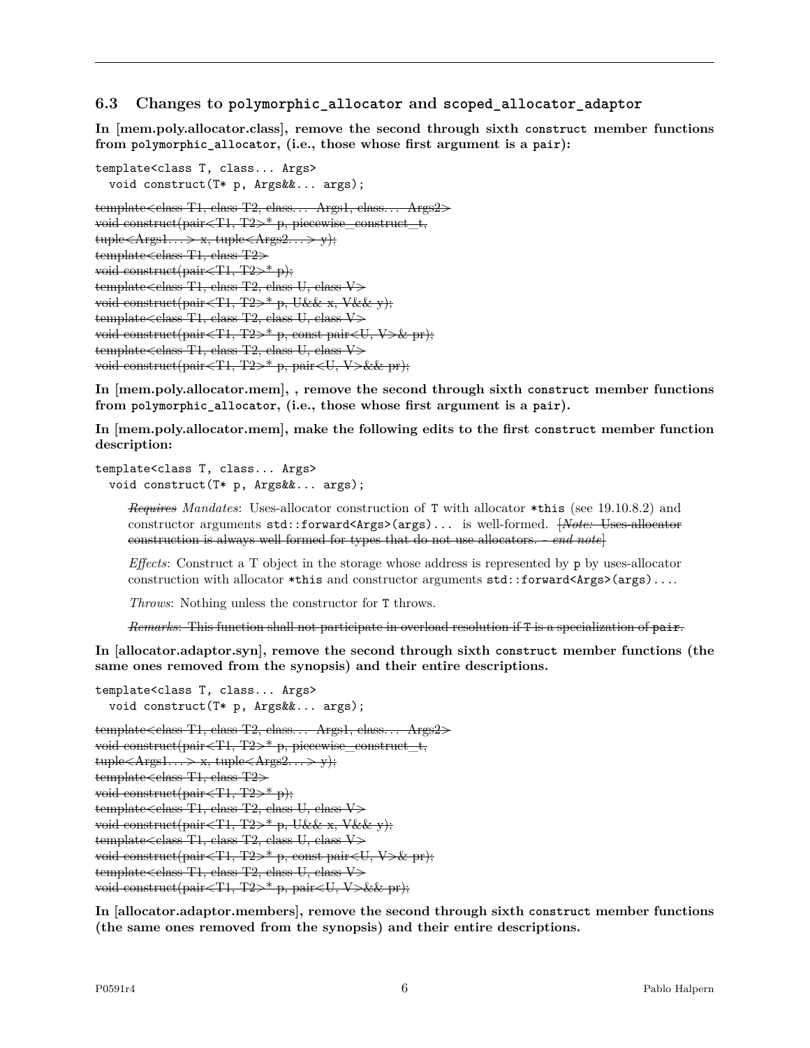### 6.3 Changes to `polymorphic_allocator` and `scoped_allocator_adaptor`

**In [mem.poly.allocator.class], remove the second through sixth `construct` member functions from `polymorphic_allocator`, (i.e., those whose first argument is a `pair`):**

```
template<class T, class... Args>
  void construct(T* p, Args&&... args);
```

~~template<class T1, class T2, class... Args1, class... Args2>~~
~~void construct(pair<T1, T2>* p, piecewise_construct_t,~~
~~tuple<Args1...> x, tuple<Args2...> y);~~
~~template<class T1, class T2>~~
~~void construct(pair<T1, T2>* p);~~
~~template<class T1, class T2, class U, class V>~~
~~void construct(pair<T1, T2>* p, U&& x, V&& y);~~
~~template<class T1, class T2, class U, class V>~~
~~void construct(pair<T1, T2>* p, const pair<U, V>& pr);~~
~~template<class T1, class T2, class U, class V>~~
~~void construct(pair<T1, T2>* p, pair<U, V>&& pr);~~

**In [mem.poly.allocator.mem], , remove the second through sixth `construct` member functions from `polymorphic_allocator`, (i.e., those whose first argument is a `pair`).**

**In [mem.poly.allocator.mem], make the following edits to the first `construct` member function description:**

```
template<class T, class... Args>
  void construct(T* p, Args&&... args);
```

> ~~*Requires*~~ *Mandates*: Uses-allocator construction of `T` with allocator `*this` (see 19.10.8.2) and constructor arguments `std::forward<Args>(args)...` is well-formed. ~~[*Note:* Uses-allocator construction is always well formed for types that do not use allocators. – *end note*]~~
>
> *Effects*: Construct a T object in the storage whose address is represented by `p` by uses-allocator construction with allocator `*this` and constructor arguments `std::forward<Args>(args)...`.
>
> *Throws*: Nothing unless the constructor for `T` throws.
>
> ~~*Remarks*: This function shall not participate in overload resolution if `T` is a specialization of `pair`.~~

**In [allocator.adaptor.syn], remove the second through sixth `construct` member functions (the same ones removed from the synopsis) and their entire descriptions.**

```
template<class T, class... Args>
  void construct(T* p, Args&&... args);
```

~~template<class T1, class T2, class... Args1, class... Args2>~~
~~void construct(pair<T1, T2>* p, piecewise_construct_t,~~
~~tuple<Args1...> x, tuple<Args2...> y);~~
~~template<class T1, class T2>~~
~~void construct(pair<T1, T2>* p);~~
~~template<class T1, class T2, class U, class V>~~
~~void construct(pair<T1, T2>* p, U&& x, V&& y);~~
~~template<class T1, class T2, class U, class V>~~
~~void construct(pair<T1, T2>* p, const pair<U, V>& pr);~~
~~template<class T1, class T2, class U, class V>~~
~~void construct(pair<T1, T2>* p, pair<U, V>&& pr);~~

**In [allocator.adaptor.members], remove the second through sixth `construct` member functions (the same ones removed from the synopsis) and their entire descriptions.**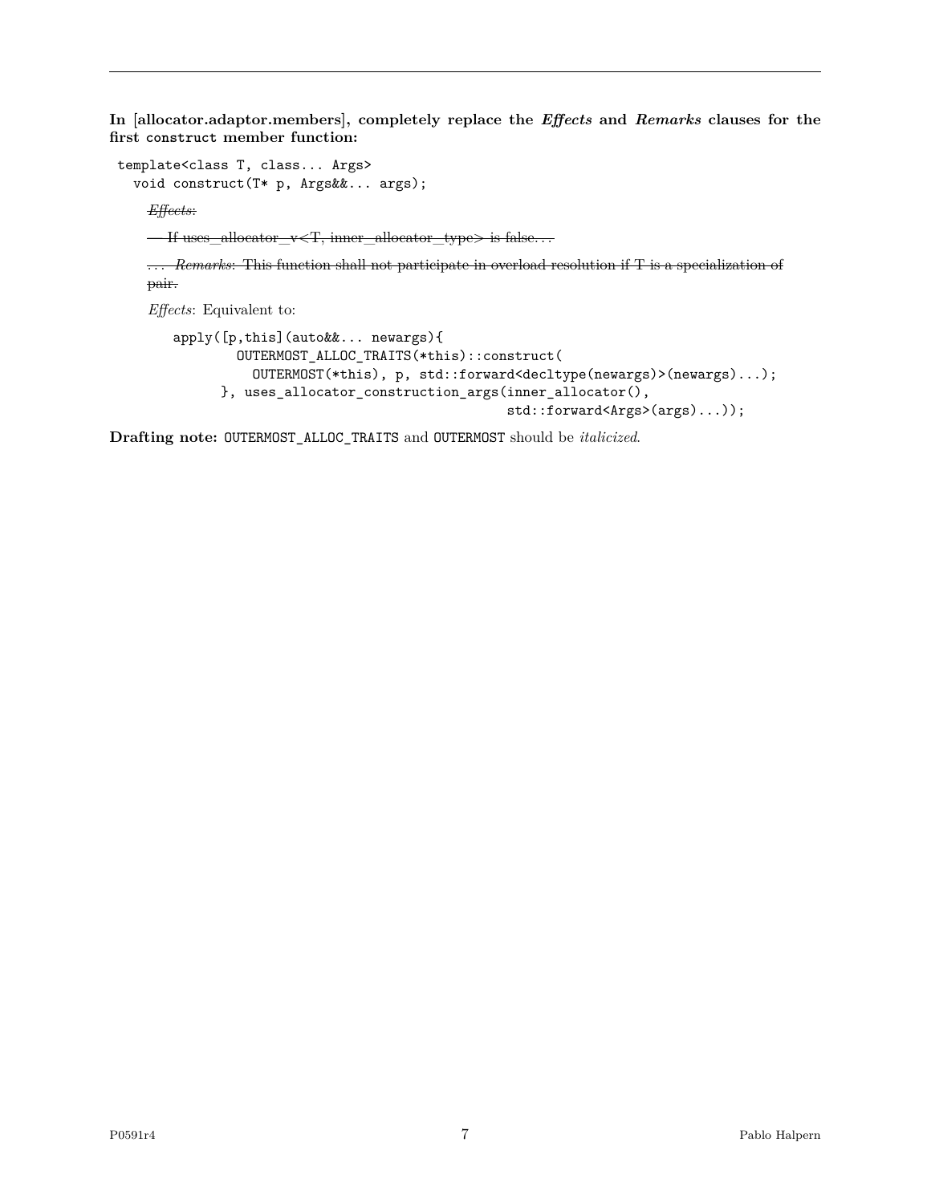**In [allocator.adaptor.members], completely replace the *Effects* and *Remarks* clauses for the first `construct` member function:**

```
template<class T, class... Args>
  void construct(T* p, Args&&... args);
```

~~*Effects*:~~

~~— If uses_allocator_v<T, inner_allocator_type> is false…~~

~~… *Remarks*: This function shall not participate in overload resolution if T is a specialization of pair.~~

*Effects*: Equivalent to:

```
apply([p,this](auto&&... newargs){
        OUTERMOST_ALLOC_TRAITS(*this)::construct(
          OUTERMOST(*this), p, std::forward<decltype(newargs)>(newargs)...);
      }, uses_allocator_construction_args(inner_allocator(),
                                          std::forward<Args>(args)...));
```

**Drafting note:** `OUTERMOST_ALLOC_TRAITS` and `OUTERMOST` should be *italicized*.